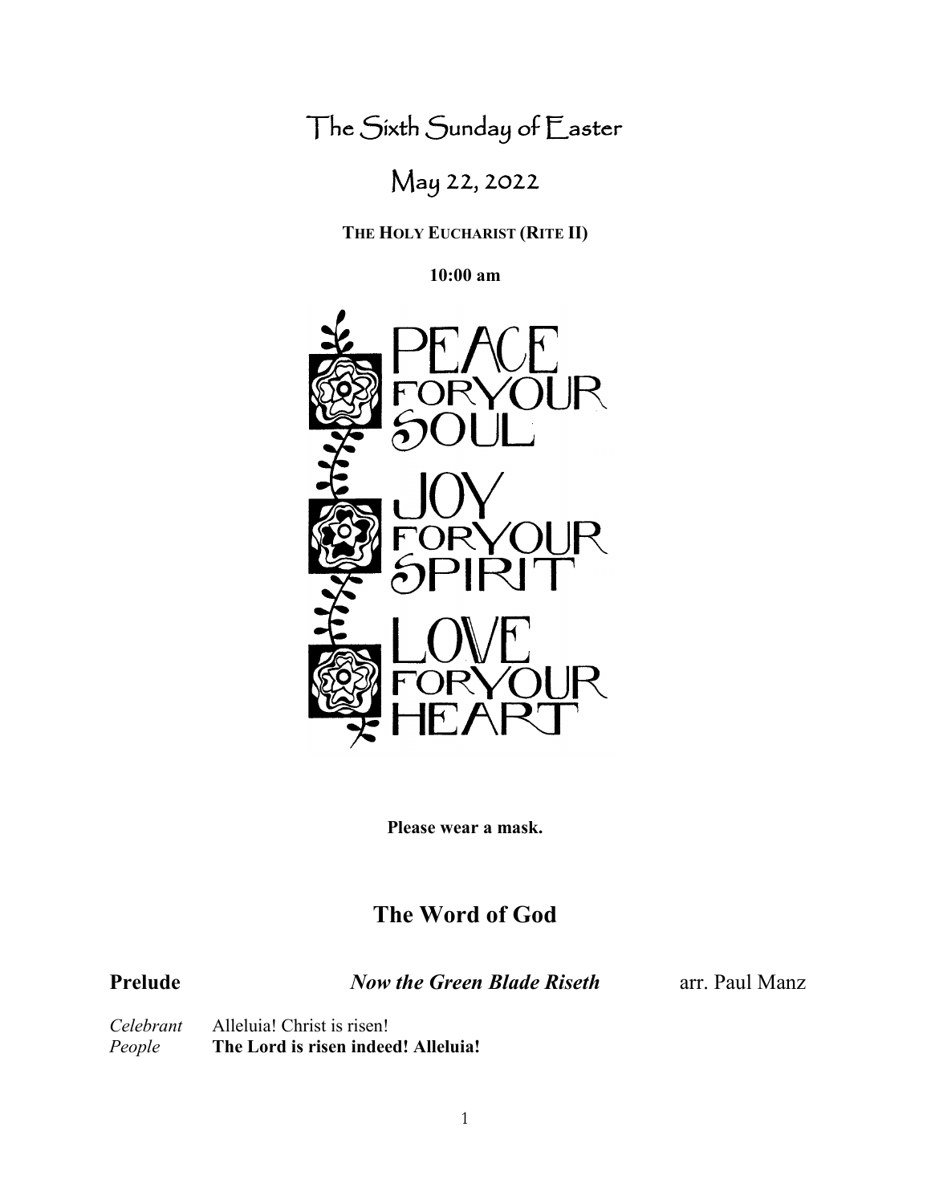# The Sixth Sunday of Easter

## May 22, 2022

**THE HOLY EUCHARIST (RITE II)**

**10:00 am**

PEACE FOR YOUR SOUL
JOY FOR YOUR SPIRIT
LOVE FOR YOUR HEART

**Please wear a mask.**

## The Word of God

**Prelude** ***Now the Green Blade Riseth*** arr. Paul Manz

*Celebrant* Alleluia! Christ is risen!
*People* **The Lord is risen indeed! Alleluia!**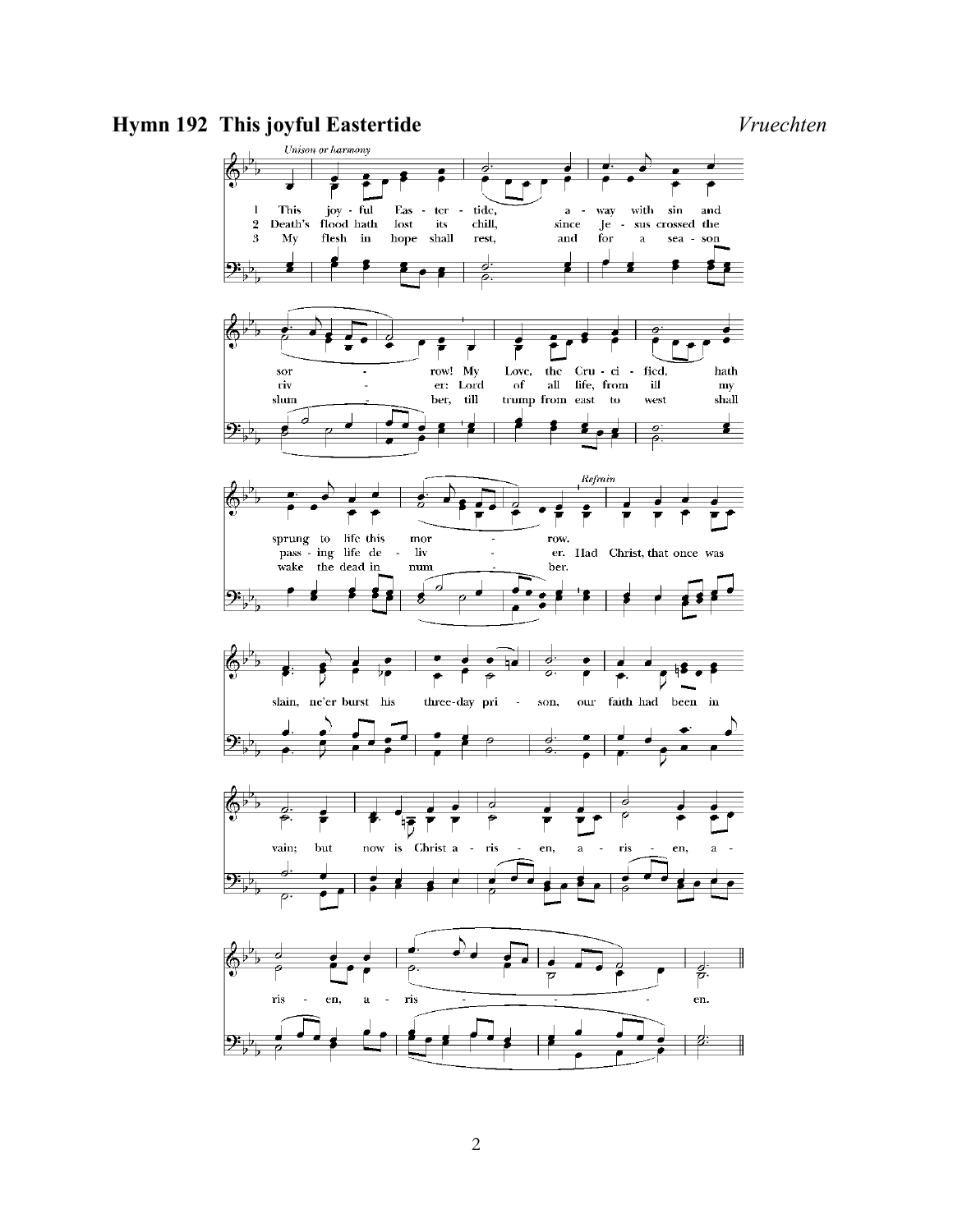**Hymn 192 This joyful Eastertide** *Vruechten*

*Unison or harmony*

1 This joyful Eastertide, away with sin and sorrow! My Love, the Crucified, hath sprung to life this morrow.

2 Death's flood hath lost its chill, since Jesus crossed the river: Lord of all life, from ill my passing life deliver.

3 My flesh in hope shall rest, and for a season slumber, till trump from east to west shall wake the dead in number.

*Refrain*

Had Christ, that once was slain, ne'er burst his three-day prison, our faith had been in vain; but now is Christ arisen, arisen, arisen, arisen.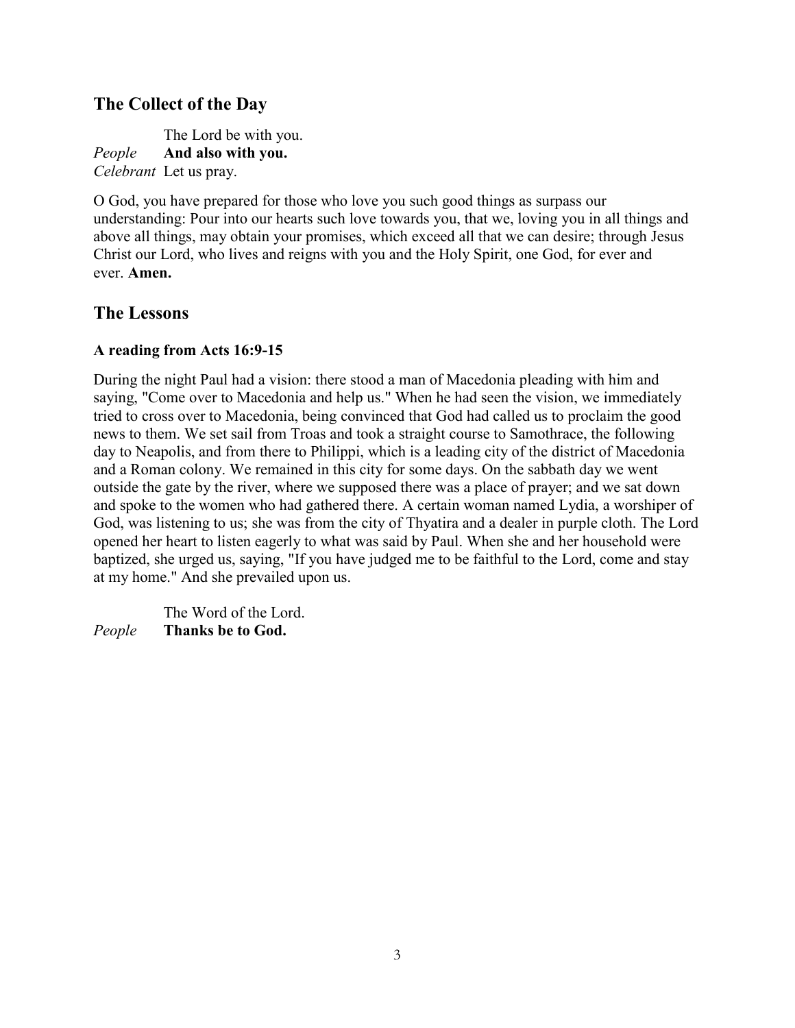## The Collect of the Day

The Lord be with you.
*People* **And also with you.**
*Celebrant* Let us pray.

O God, you have prepared for those who love you such good things as surpass our understanding: Pour into our hearts such love towards you, that we, loving you in all things and above all things, may obtain your promises, which exceed all that we can desire; through Jesus Christ our Lord, who lives and reigns with you and the Holy Spirit, one God, for ever and ever. **Amen.**

## The Lessons

**A reading from Acts 16:9-15**

During the night Paul had a vision: there stood a man of Macedonia pleading with him and saying, "Come over to Macedonia and help us." When he had seen the vision, we immediately tried to cross over to Macedonia, being convinced that God had called us to proclaim the good news to them. We set sail from Troas and took a straight course to Samothrace, the following day to Neapolis, and from there to Philippi, which is a leading city of the district of Macedonia and a Roman colony. We remained in this city for some days. On the sabbath day we went outside the gate by the river, where we supposed there was a place of prayer; and we sat down and spoke to the women who had gathered there. A certain woman named Lydia, a worshiper of God, was listening to us; she was from the city of Thyatira and a dealer in purple cloth. The Lord opened her heart to listen eagerly to what was said by Paul. When she and her household were baptized, she urged us, saying, "If you have judged me to be faithful to the Lord, come and stay at my home." And she prevailed upon us.

The Word of the Lord.
*People* **Thanks be to God.**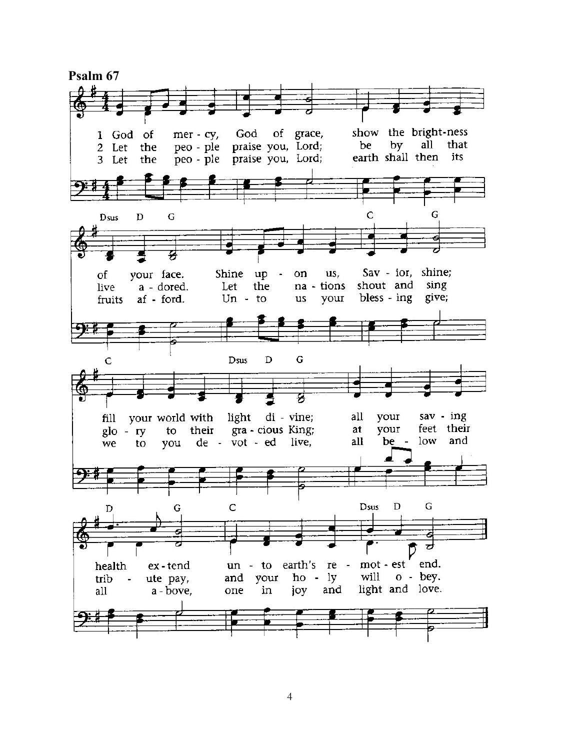# Psalm 67

1 God of mercy, God of grace, show the brightness of your face. Shine upon us, Savior, shine; fill your world with light divine; all your saving health extend unto earth's remotest end.

2 Let the people praise you, Lord; be by all that live adored. Let the nations shout and sing glory to their gracious King; at your feet their tribute pay, and your holy will obey.

3 Let the people praise you, Lord; earth shall then its fruits afford. Unto us your blessing give; we to you devoted live, all below and all above, one in joy and light and love.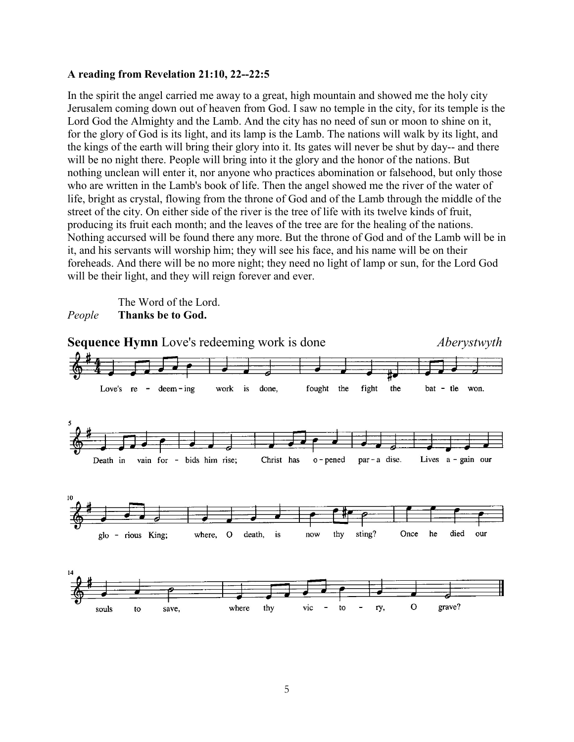**A reading from Revelation 21:10, 22--22:5**

In the spirit the angel carried me away to a great, high mountain and showed me the holy city Jerusalem coming down out of heaven from God. I saw no temple in the city, for its temple is the Lord God the Almighty and the Lamb. And the city has no need of sun or moon to shine on it, for the glory of God is its light, and its lamp is the Lamb. The nations will walk by its light, and the kings of the earth will bring their glory into it. Its gates will never be shut by day-- and there will be no night there. People will bring into it the glory and the honor of the nations. But nothing unclean will enter it, nor anyone who practices abomination or falsehood, but only those who are written in the Lamb's book of life. Then the angel showed me the river of the water of life, bright as crystal, flowing from the throne of God and of the Lamb through the middle of the street of the city. On either side of the river is the tree of life with its twelve kinds of fruit, producing its fruit each month; and the leaves of the tree are for the healing of the nations. Nothing accursed will be found there any more. But the throne of God and of the Lamb will be in it, and his servants will worship him; they will see his face, and his name will be on their foreheads. And there will be no more night; they need no light of lamp or sun, for the Lord God will be their light, and they will reign forever and ever.

The Word of the Lord.
*People* **Thanks be to God.**

**Sequence Hymn** Love's redeeming work is done *Aberystwyth*

Love's redeeming work is done, fought the fight the battle won.
Death in vain forbids him rise; Christ has opened paradise.
Lives again our glorious King; where, O death, is now thy sting?
Once he died our souls to save, where thy victory, O grave?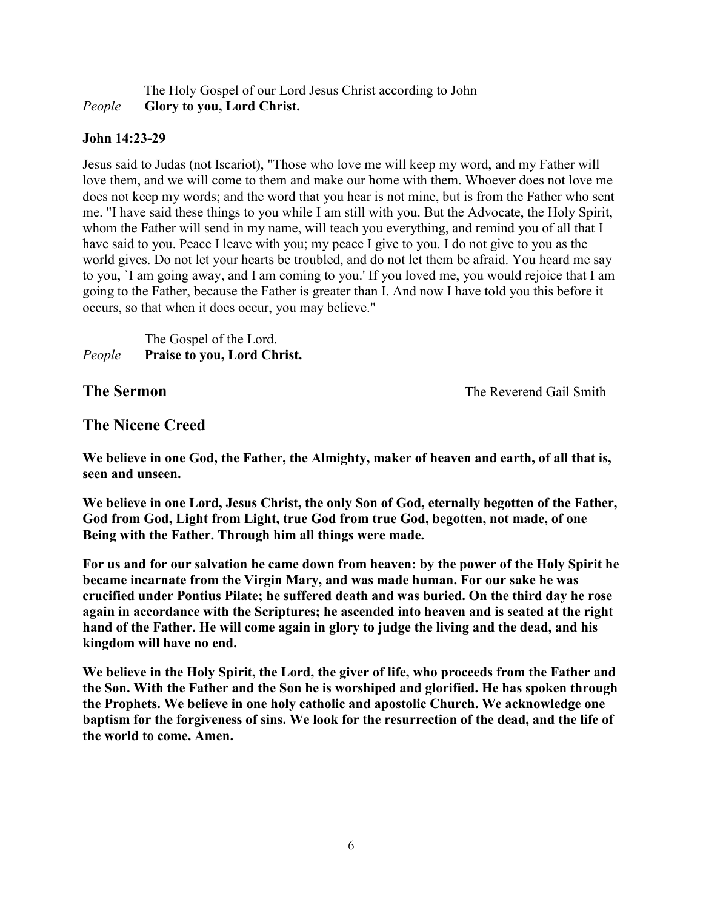The Holy Gospel of our Lord Jesus Christ according to John

*People* **Glory to you, Lord Christ.**

**John 14:23-29**

Jesus said to Judas (not Iscariot), "Those who love me will keep my word, and my Father will love them, and we will come to them and make our home with them. Whoever does not love me does not keep my words; and the word that you hear is not mine, but is from the Father who sent me. "I have said these things to you while I am still with you. But the Advocate, the Holy Spirit, whom the Father will send in my name, will teach you everything, and remind you of all that I have said to you. Peace I leave with you; my peace I give to you. I do not give to you as the world gives. Do not let your hearts be troubled, and do not let them be afraid. You heard me say to you, `I am going away, and I am coming to you.' If you loved me, you would rejoice that I am going to the Father, because the Father is greater than I. And now I have told you this before it occurs, so that when it does occur, you may believe."

The Gospel of the Lord.

*People* **Praise to you, Lord Christ.**

## The Sermon

The Reverend Gail Smith

## The Nicene Creed

**We believe in one God, the Father, the Almighty, maker of heaven and earth, of all that is, seen and unseen.**

**We believe in one Lord, Jesus Christ, the only Son of God, eternally begotten of the Father, God from God, Light from Light, true God from true God, begotten, not made, of one Being with the Father. Through him all things were made.**

**For us and for our salvation he came down from heaven: by the power of the Holy Spirit he became incarnate from the Virgin Mary, and was made human. For our sake he was crucified under Pontius Pilate; he suffered death and was buried. On the third day he rose again in accordance with the Scriptures; he ascended into heaven and is seated at the right hand of the Father. He will come again in glory to judge the living and the dead, and his kingdom will have no end.**

**We believe in the Holy Spirit, the Lord, the giver of life, who proceeds from the Father and the Son. With the Father and the Son he is worshiped and glorified. He has spoken through the Prophets. We believe in one holy catholic and apostolic Church. We acknowledge one baptism for the forgiveness of sins. We look for the resurrection of the dead, and the life of the world to come. Amen.**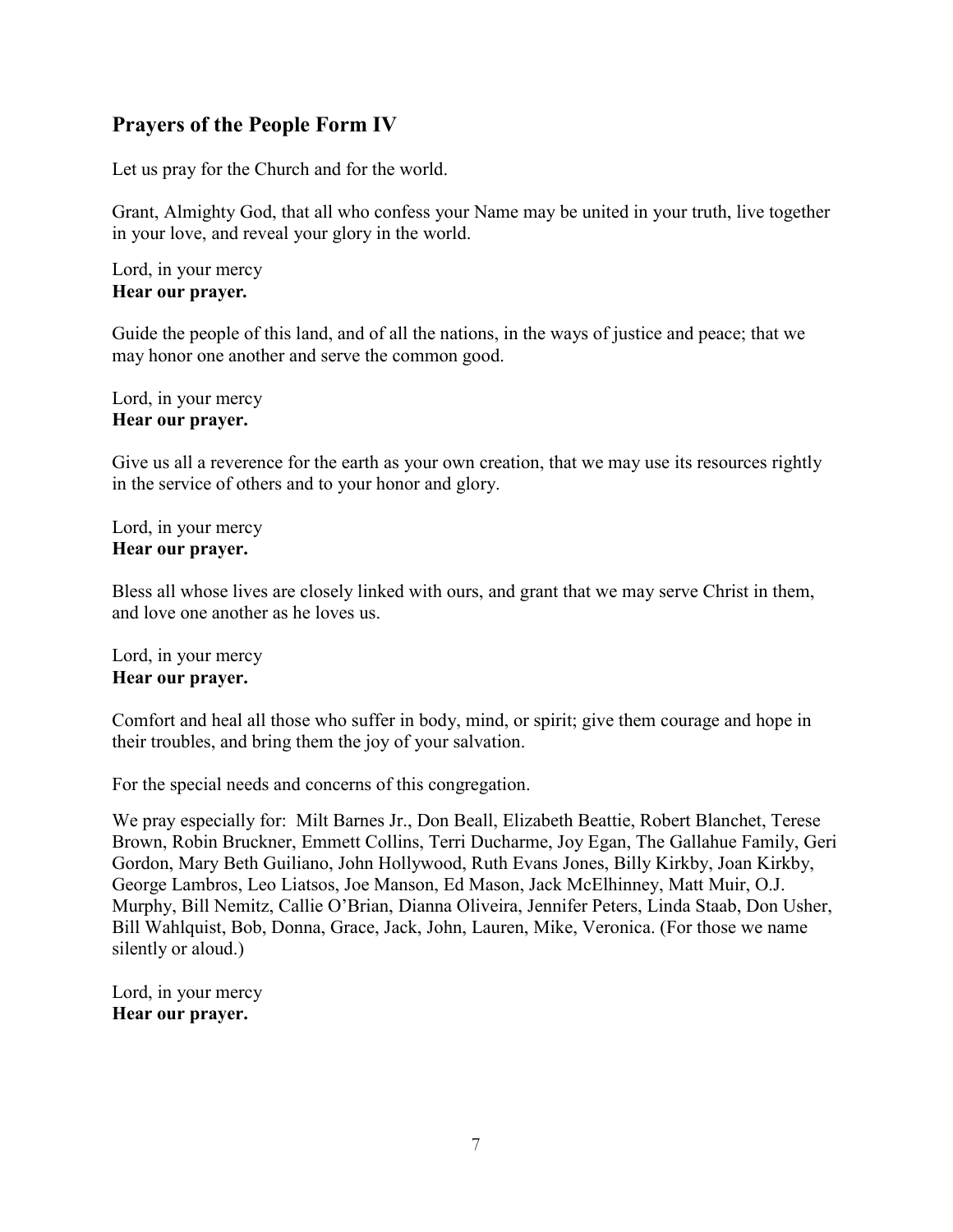## Prayers of the People Form IV

Let us pray for the Church and for the world.

Grant, Almighty God, that all who confess your Name may be united in your truth, live together in your love, and reveal your glory in the world.

Lord, in your mercy
**Hear our prayer.**

Guide the people of this land, and of all the nations, in the ways of justice and peace; that we may honor one another and serve the common good.

Lord, in your mercy
**Hear our prayer.**

Give us all a reverence for the earth as your own creation, that we may use its resources rightly in the service of others and to your honor and glory.

Lord, in your mercy
**Hear our prayer.**

Bless all whose lives are closely linked with ours, and grant that we may serve Christ in them, and love one another as he loves us.

Lord, in your mercy
**Hear our prayer.**

Comfort and heal all those who suffer in body, mind, or spirit; give them courage and hope in their troubles, and bring them the joy of your salvation.

For the special needs and concerns of this congregation.

We pray especially for: Milt Barnes Jr., Don Beall, Elizabeth Beattie, Robert Blanchet, Terese Brown, Robin Bruckner, Emmett Collins, Terri Ducharme, Joy Egan, The Gallahue Family, Geri Gordon, Mary Beth Guiliano, John Hollywood, Ruth Evans Jones, Billy Kirkby, Joan Kirkby, George Lambros, Leo Liatsos, Joe Manson, Ed Mason, Jack McElhinney, Matt Muir, O.J. Murphy, Bill Nemitz, Callie O'Brian, Dianna Oliveira, Jennifer Peters, Linda Staab, Don Usher, Bill Wahlquist, Bob, Donna, Grace, Jack, John, Lauren, Mike, Veronica. (For those we name silently or aloud.)

Lord, in your mercy
**Hear our prayer.**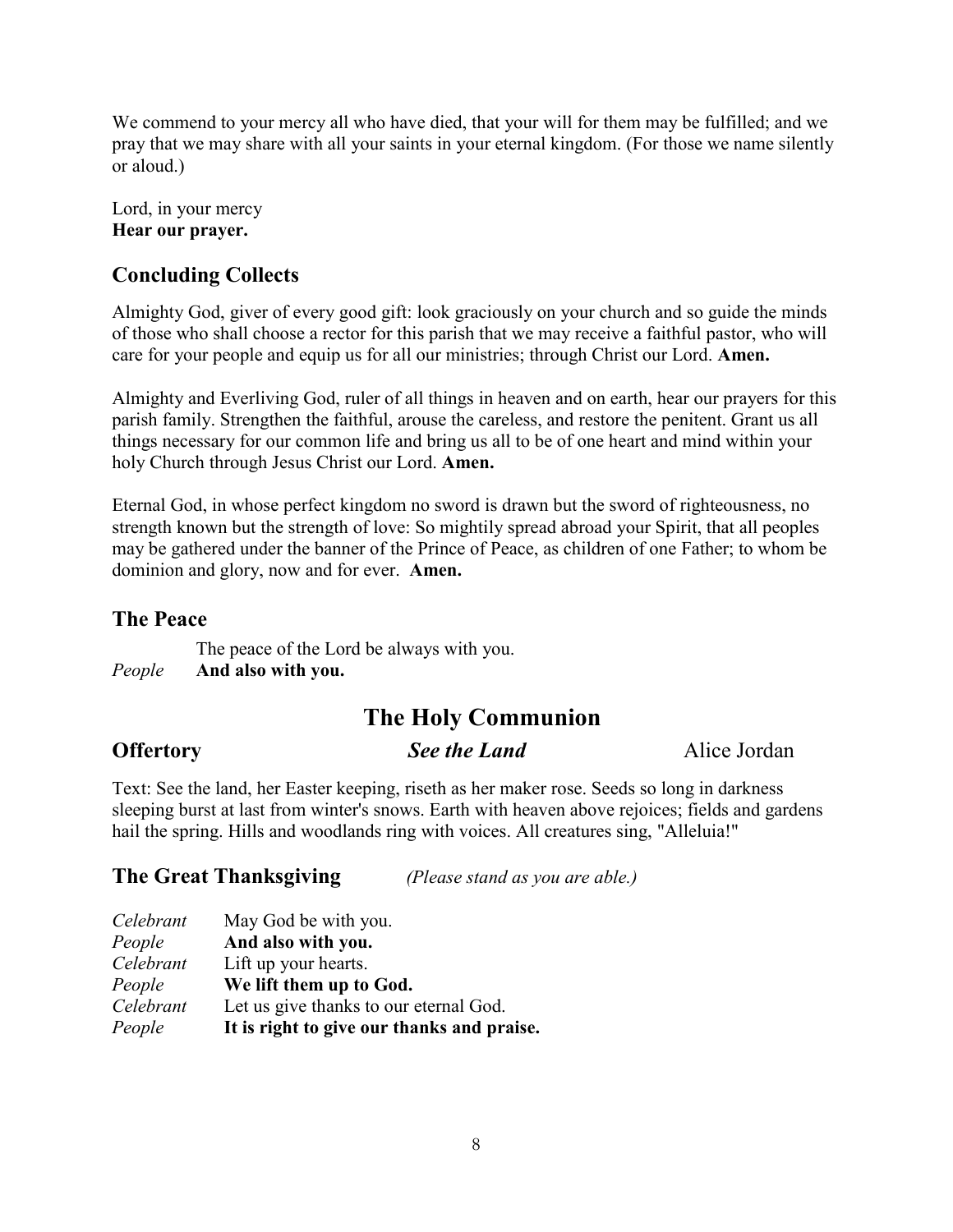We commend to your mercy all who have died, that your will for them may be fulfilled; and we pray that we may share with all your saints in your eternal kingdom. (For those we name silently or aloud.)

Lord, in your mercy
**Hear our prayer.**

## Concluding Collects

Almighty God, giver of every good gift: look graciously on your church and so guide the minds of those who shall choose a rector for this parish that we may receive a faithful pastor, who will care for your people and equip us for all our ministries; through Christ our Lord. **Amen.**

Almighty and Everliving God, ruler of all things in heaven and on earth, hear our prayers for this parish family. Strengthen the faithful, arouse the careless, and restore the penitent. Grant us all things necessary for our common life and bring us all to be of one heart and mind within your holy Church through Jesus Christ our Lord. **Amen.**

Eternal God, in whose perfect kingdom no sword is drawn but the sword of righteousness, no strength known but the strength of love: So mightily spread abroad your Spirit, that all peoples may be gathered under the banner of the Prince of Peace, as children of one Father; to whom be dominion and glory, now and for ever. **Amen.**

## The Peace

The peace of the Lord be always with you.
*People* **And also with you.**

# The Holy Communion

## Offertory *See the Land* Alice Jordan

Text: See the land, her Easter keeping, riseth as her maker rose. Seeds so long in darkness sleeping burst at last from winter's snows. Earth with heaven above rejoices; fields and gardens hail the spring. Hills and woodlands ring with voices. All creatures sing, "Alleluia!"

## The Great Thanksgiving *(Please stand as you are able.)*

*Celebrant* May God be with you.
*People* **And also with you.**
*Celebrant* Lift up your hearts.
*People* **We lift them up to God.**
*Celebrant* Let us give thanks to our eternal God.
*People* **It is right to give our thanks and praise.**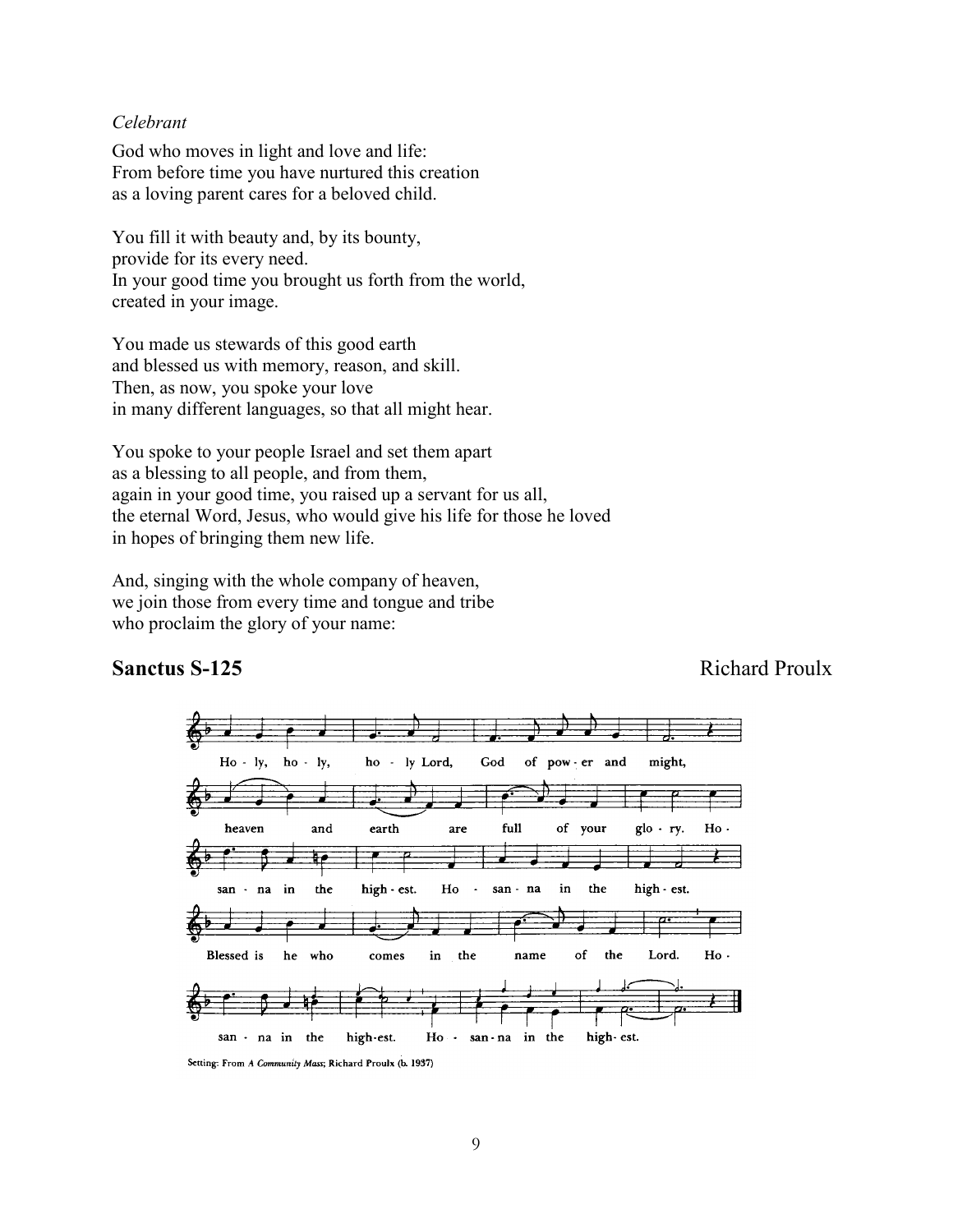*Celebrant*

God who moves in light and love and life:
From before time you have nurtured this creation
as a loving parent cares for a beloved child.

You fill it with beauty and, by its bounty,
provide for its every need.
In your good time you brought us forth from the world,
created in your image.

You made us stewards of this good earth
and blessed us with memory, reason, and skill.
Then, as now, you spoke your love
in many different languages, so that all might hear.

You spoke to your people Israel and set them apart
as a blessing to all people, and from them,
again in your good time, you raised up a servant for us all,
the eternal Word, Jesus, who would give his life for those he loved
in hopes of bringing them new life.

And, singing with the whole company of heaven,
we join those from every time and tongue and tribe
who proclaim the glory of your name:

## Sanctus S-125 — Richard Proulx

Ho - ly, ho - ly, ho - ly Lord, God of pow - er and might,
heaven and earth are full of your glo - ry. Ho - san - na in the high - est. Ho - san - na in the high - est.
Blessed is he who comes in the name of the Lord. Ho - san - na in the high-est. Ho - san - na in the high - est.

Setting: From *A Community Mass*; Richard Proulx (b. 1937)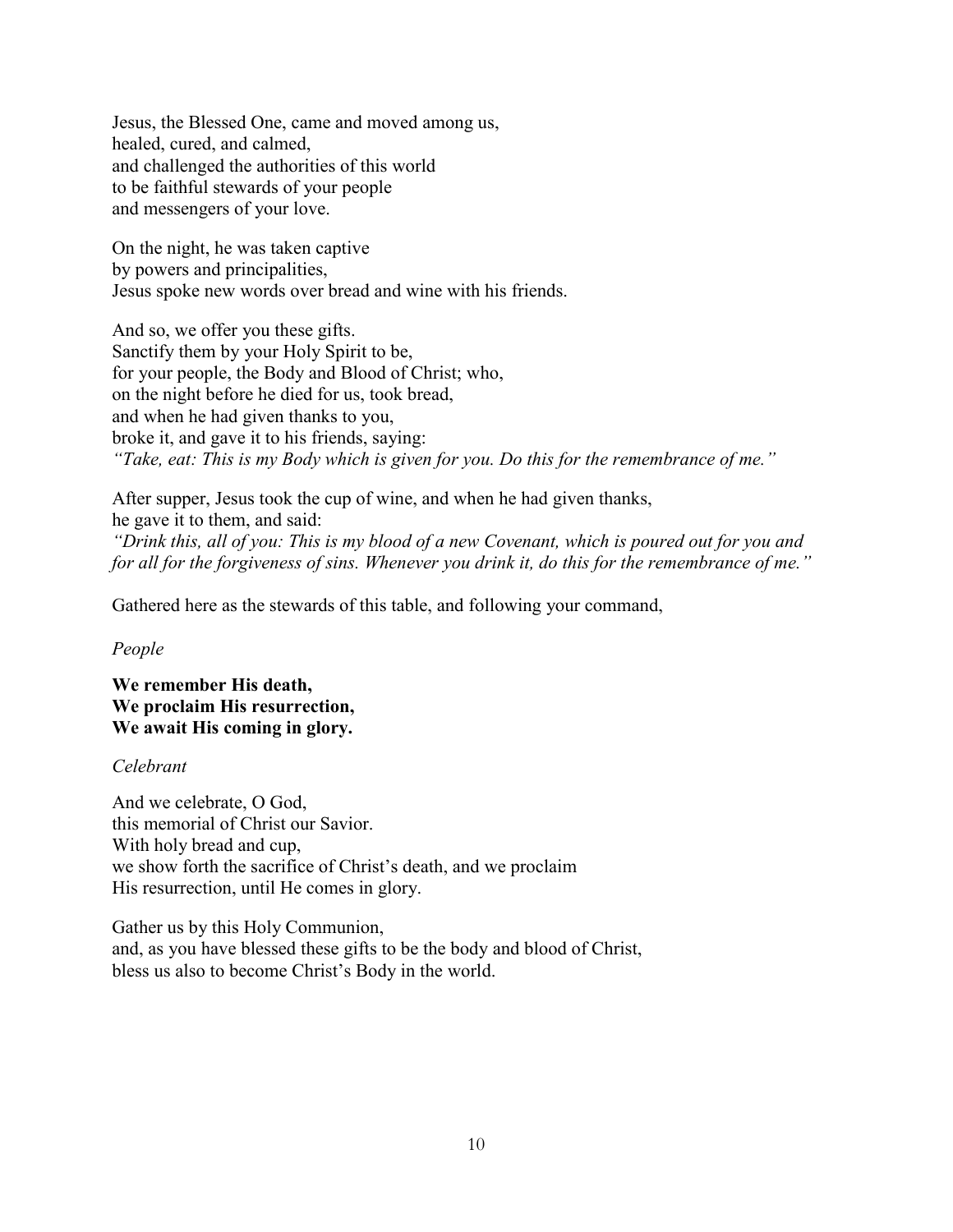Jesus, the Blessed One, came and moved among us,
healed, cured, and calmed,
and challenged the authorities of this world
to be faithful stewards of your people
and messengers of your love.

On the night, he was taken captive
by powers and principalities,
Jesus spoke new words over bread and wine with his friends.

And so, we offer you these gifts.
Sanctify them by your Holy Spirit to be,
for your people, the Body and Blood of Christ; who,
on the night before he died for us, took bread,
and when he had given thanks to you,
broke it, and gave it to his friends, saying:
*"Take, eat: This is my Body which is given for you. Do this for the remembrance of me."*

After supper, Jesus took the cup of wine, and when he had given thanks,
he gave it to them, and said:
*"Drink this, all of you: This is my blood of a new Covenant, which is poured out for you and for all for the forgiveness of sins. Whenever you drink it, do this for the remembrance of me."*

Gathered here as the stewards of this table, and following your command,

*People*

**We remember His death,**
**We proclaim His resurrection,**
**We await His coming in glory.**

*Celebrant*

And we celebrate, O God,
this memorial of Christ our Savior.
With holy bread and cup,
we show forth the sacrifice of Christ's death, and we proclaim
His resurrection, until He comes in glory.

Gather us by this Holy Communion,
and, as you have blessed these gifts to be the body and blood of Christ,
bless us also to become Christ's Body in the world.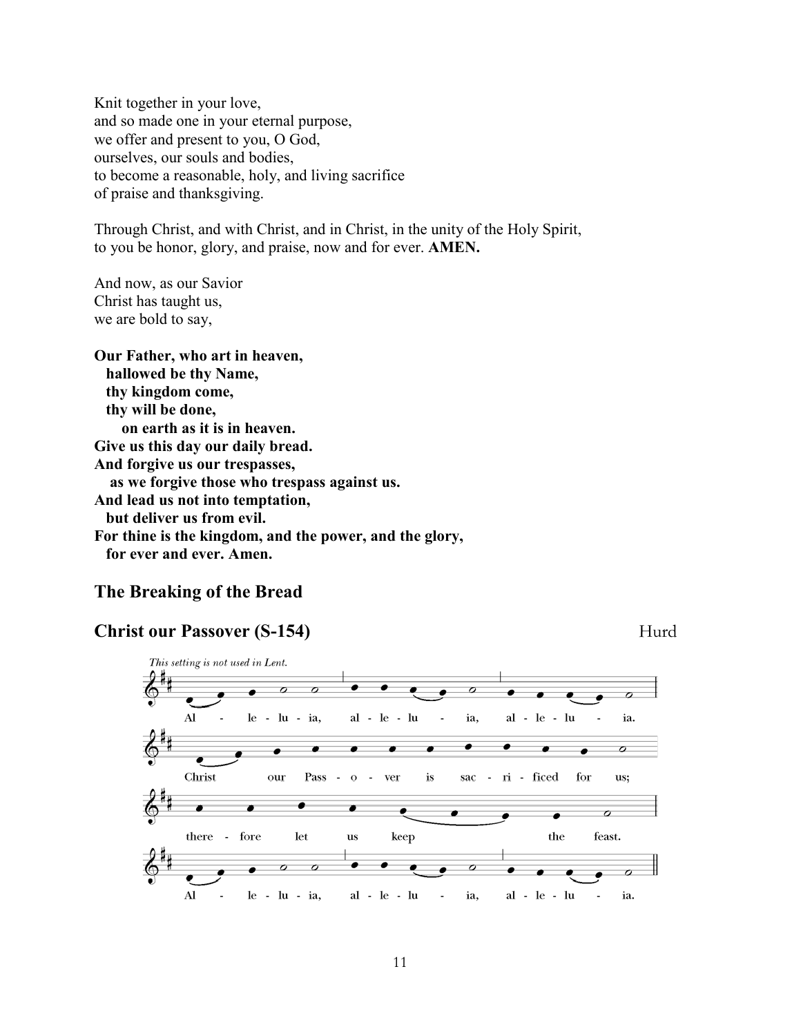Knit together in your love,
and so made one in your eternal purpose,
we offer and present to you, O God,
ourselves, our souls and bodies,
to become a reasonable, holy, and living sacrifice
of praise and thanksgiving.

Through Christ, and with Christ, and in Christ, in the unity of the Holy Spirit,
to you be honor, glory, and praise, now and for ever. **AMEN.**

And now, as our Savior
Christ has taught us,
we are bold to say,

**Our Father, who art in heaven,**
**hallowed be thy Name,**
**thy kingdom come,**
**thy will be done,**
**on earth as it is in heaven.**
**Give us this day our daily bread.**
**And forgive us our trespasses,**
**as we forgive those who trespass against us.**
**And lead us not into temptation,**
**but deliver us from evil.**
**For thine is the kingdom, and the power, and the glory,**
**for ever and ever. Amen.**

## The Breaking of the Bread

## Christ our Passover (S-154) Hurd

*This setting is not used in Lent.*

Al - le - lu - ia, al - le - lu - ia, al - le - lu - ia.
Christ our Pass - o - ver is sac - ri - ficed for us;
there - fore let us keep the feast.
Al - le - lu - ia, al - le - lu - ia, al - le - lu - ia.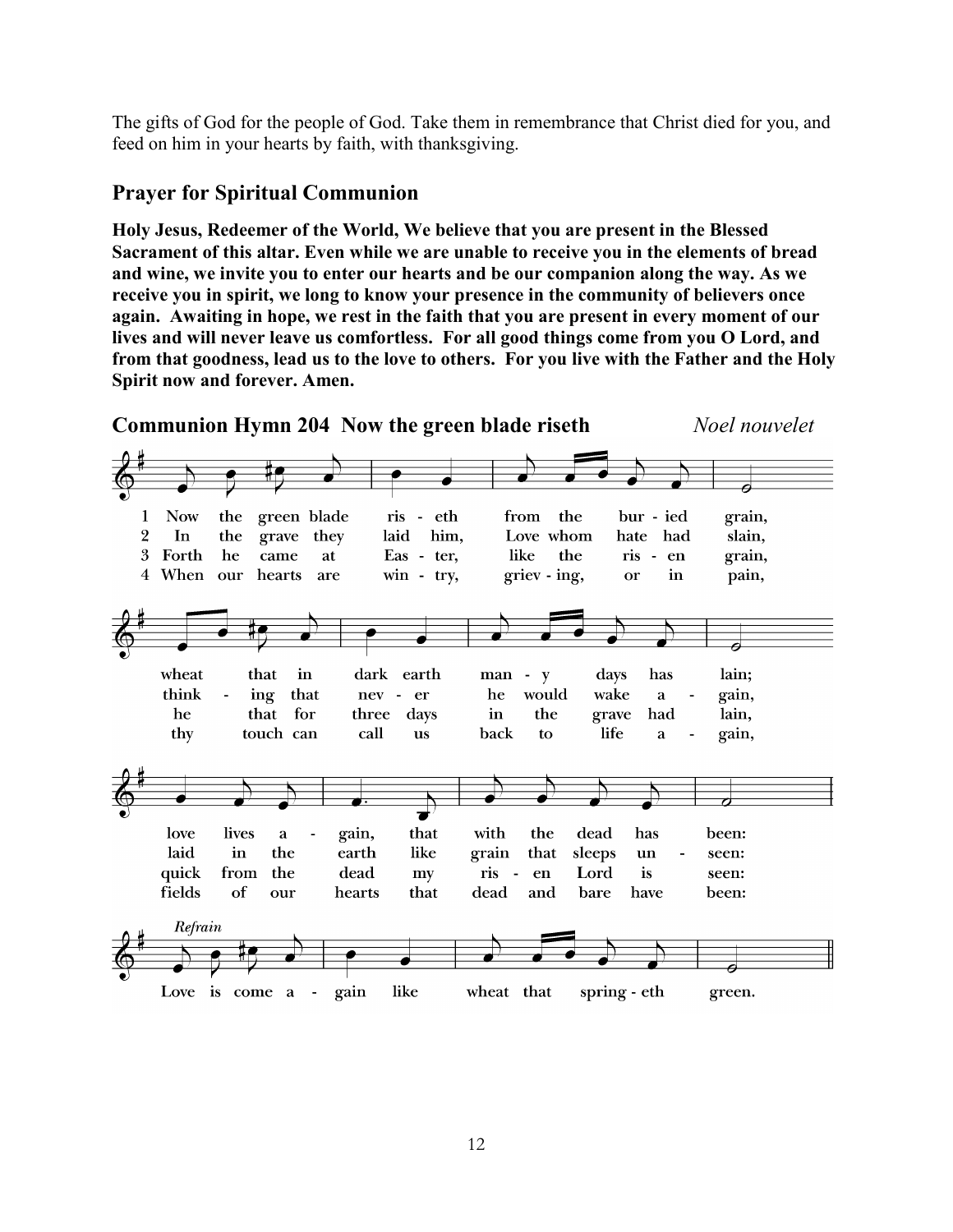The gifts of God for the people of God. Take them in remembrance that Christ died for you, and feed on him in your hearts by faith, with thanksgiving.

## Prayer for Spiritual Communion

**Holy Jesus, Redeemer of the World, We believe that you are present in the Blessed Sacrament of this altar. Even while we are unable to receive you in the elements of bread and wine, we invite you to enter our hearts and be our companion along the way. As we receive you in spirit, we long to know your presence in the community of believers once again. Awaiting in hope, we rest in the faith that you are present in every moment of our lives and will never leave us comfortless. For all good things come from you O Lord, and from that goodness, lead us to the love to others. For you live with the Father and the Holy Spirit now and forever. Amen.**

## Communion Hymn 204 Now the green blade riseth *Noel nouvelet*

1 Now the green blade riseth from the buried grain,
wheat that in dark earth many days has lain;
love lives again, that with the dead has been:

2 In the grave they laid him, Love whom hate had slain,
thinking that never he would wake again,
laid in the earth like grain that sleeps unseen:

3 Forth he came at Easter, like the risen grain,
he that for three days in the grave had lain,
quick from the dead my risen Lord is seen:

4 When our hearts are wintry, grieving, or in pain,
thy touch can call us back to life again,
fields of our hearts that dead and bare have been:

*Refrain*
Love is come again like wheat that springeth green.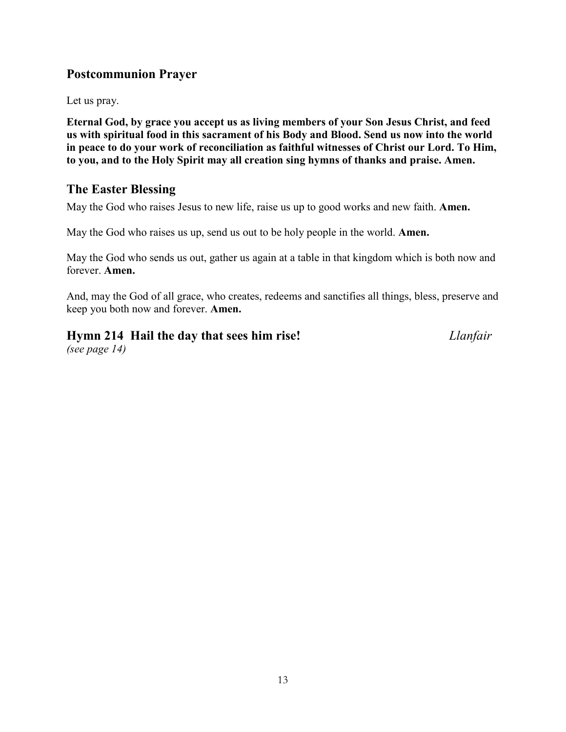## Postcommunion Prayer

Let us pray.

**Eternal God, by grace you accept us as living members of your Son Jesus Christ, and feed us with spiritual food in this sacrament of his Body and Blood. Send us now into the world in peace to do your work of reconciliation as faithful witnesses of Christ our Lord. To Him, to you, and to the Holy Spirit may all creation sing hymns of thanks and praise. Amen.**

## The Easter Blessing

May the God who raises Jesus to new life, raise us up to good works and new faith. **Amen.**

May the God who raises us up, send us out to be holy people in the world. **Amen.**

May the God who sends us out, gather us again at a table in that kingdom which is both now and forever. **Amen.**

And, may the God of all grace, who creates, redeems and sanctifies all things, bless, preserve and keep you both now and forever. **Amen.**

## Hymn 214 Hail the day that sees him rise! *Llanfair*

*(see page 14)*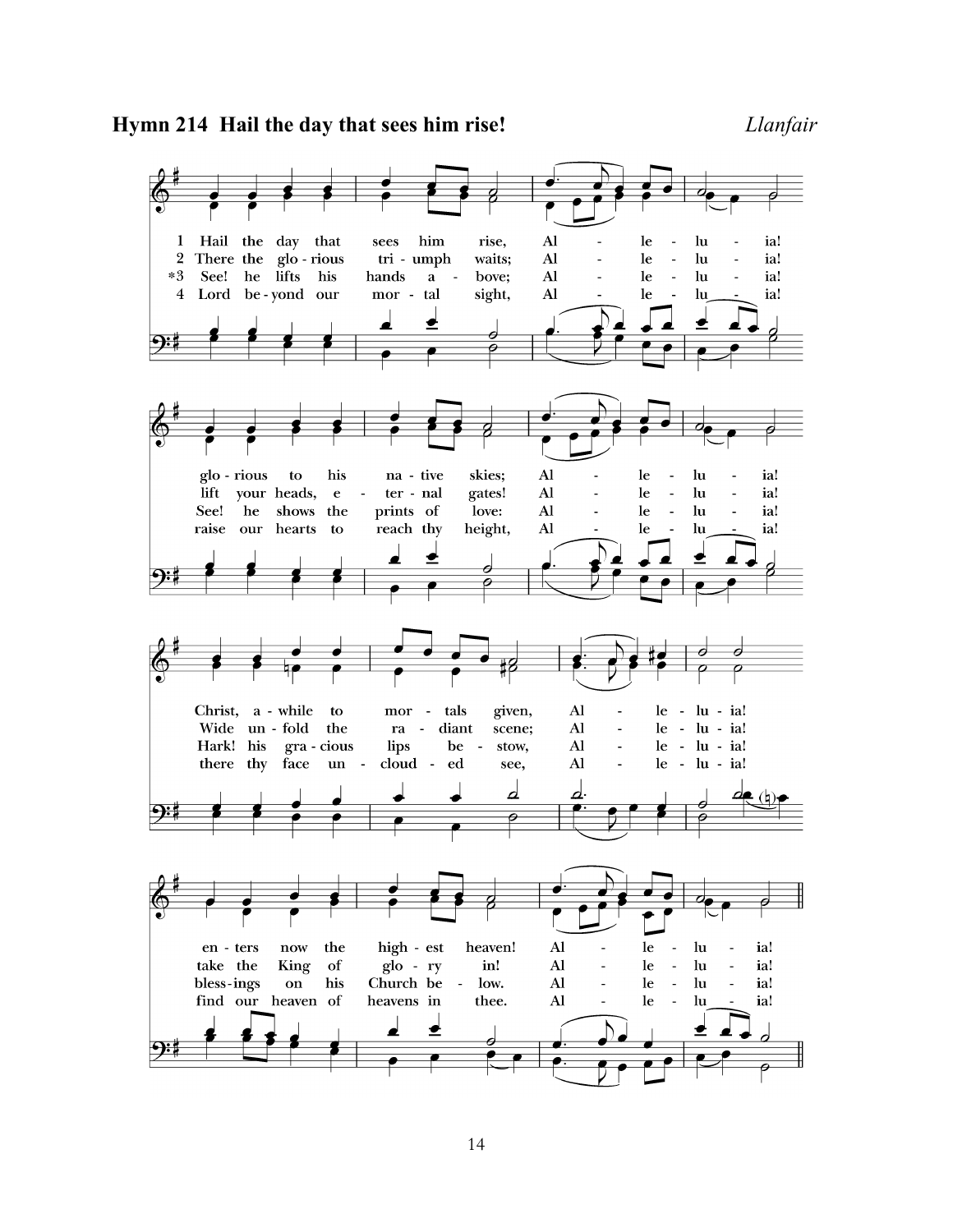**Hymn 214 Hail the day that sees him rise!** *Llanfair*

1 Hail the day that sees him rise, Alleluia!
glorious to his native skies; Alleluia!
Christ, awhile to mortals given, Alleluia!
enters now the highest heaven! Alleluia!

2 There the glorious triumph waits; Alleluia!
lift your heads, eternal gates! Alleluia!
Wide unfold the radiant scene; Alleluia!
take the King of glory in! Alleluia!

*3 See! he lifts his hands above; Alleluia!
See! he shows the prints of love: Alleluia!
Hark! his gracious lips bestow, Alleluia!
blessings on his Church below. Alleluia!

4 Lord beyond our mortal sight, Alleluia!
raise our hearts to reach thy height, Alleluia!
there thy face unclouded see, Alleluia!
find our heaven of heavens in thee. Alleluia!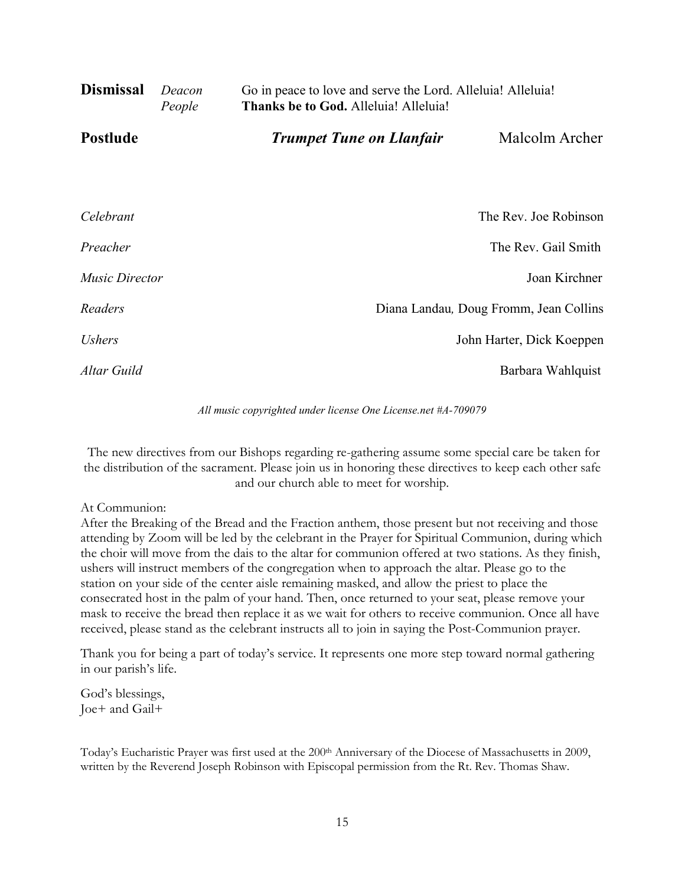**Dismissal** *Deacon* Go in peace to love and serve the Lord. Alleluia! Alleluia!
*People* **Thanks be to God.** Alleluia! Alleluia!

**Postlude** ***Trumpet Tune on Llanfair*** Malcolm Archer

| | |
|---|---|
| *Celebrant* | The Rev. Joe Robinson |
| *Preacher* | The Rev. Gail Smith |
| *Music Director* | Joan Kirchner |
| *Readers* | Diana Landau, Doug Fromm, Jean Collins |
| *Ushers* | John Harter, Dick Koeppen |
| *Altar Guild* | Barbara Wahlquist |

*All music copyrighted under license One License.net #A-709079*

The new directives from our Bishops regarding re-gathering assume some special care be taken for the distribution of the sacrament. Please join us in honoring these directives to keep each other safe and our church able to meet for worship.

At Communion:
After the Breaking of the Bread and the Fraction anthem, those present but not receiving and those attending by Zoom will be led by the celebrant in the Prayer for Spiritual Communion, during which the choir will move from the dais to the altar for communion offered at two stations. As they finish, ushers will instruct members of the congregation when to approach the altar. Please go to the station on your side of the center aisle remaining masked, and allow the priest to place the consecrated host in the palm of your hand. Then, once returned to your seat, please remove your mask to receive the bread then replace it as we wait for others to receive communion. Once all have received, please stand as the celebrant instructs all to join in saying the Post-Communion prayer.

Thank you for being a part of today's service. It represents one more step toward normal gathering in our parish's life.

God's blessings,
Joe+ and Gail+

Today's Eucharistic Prayer was first used at the 200th Anniversary of the Diocese of Massachusetts in 2009, written by the Reverend Joseph Robinson with Episcopal permission from the Rt. Rev. Thomas Shaw.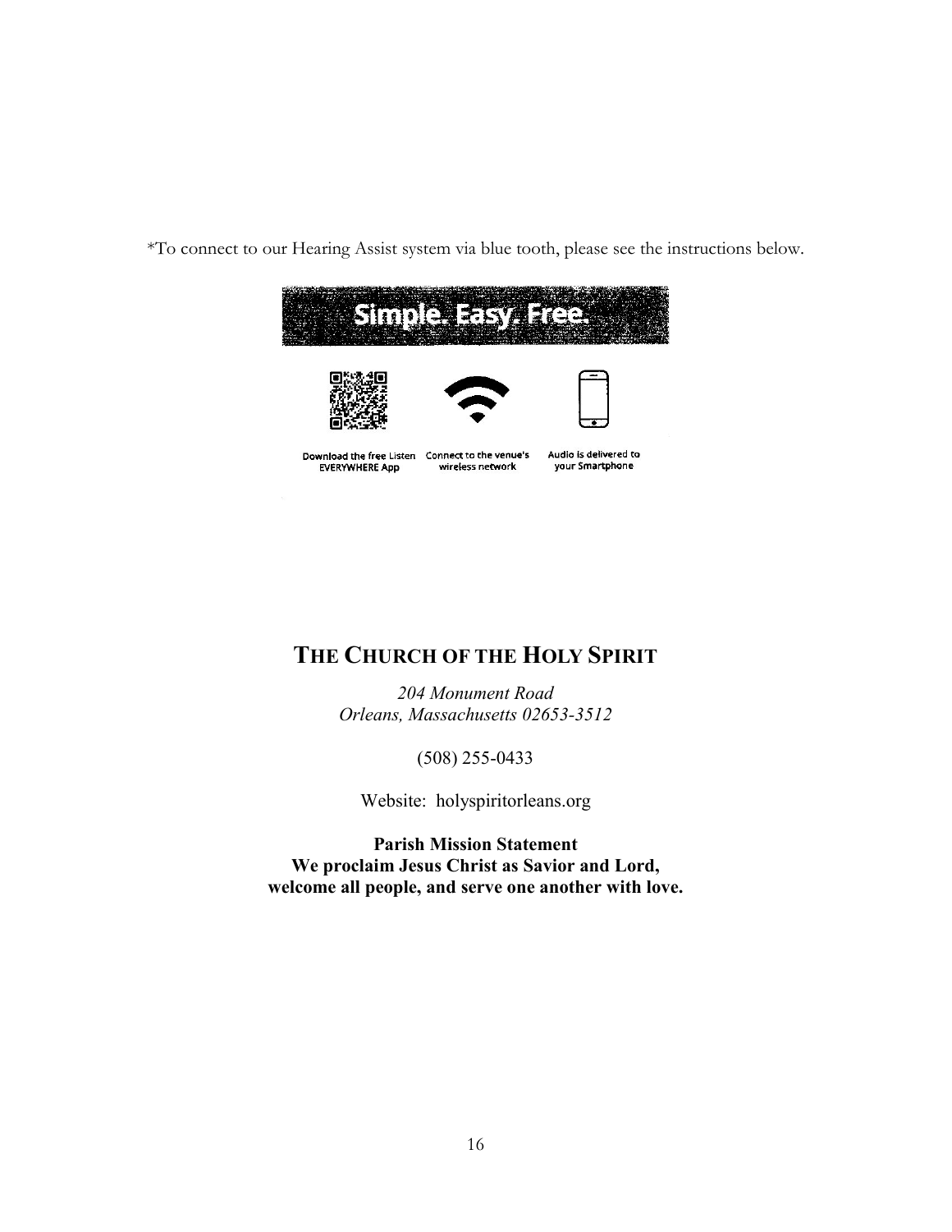*To connect to our Hearing Assist system via blue tooth, please see the instructions below.

Simple. Easy. Free.

Download the free Listen EVERYWHERE App

Connect to the venue's wireless network

Audio is delivered to your Smartphone

## THE CHURCH OF THE HOLY SPIRIT

*204 Monument Road*
*Orleans, Massachusetts 02653-3512*

(508) 255-0433

Website: holyspiritorleans.org

**Parish Mission Statement**
**We proclaim Jesus Christ as Savior and Lord,**
**welcome all people, and serve one another with love.**